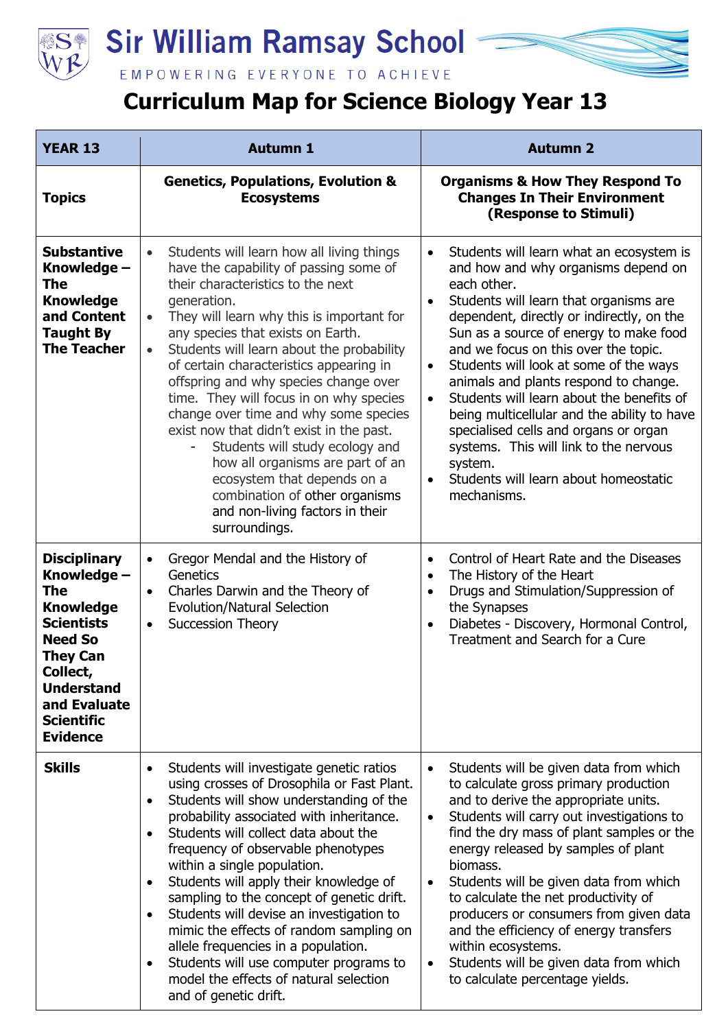# Sir William Ramsay School

EMPOWERING EVERYONE TO ACHIEVE

## Curriculum Map for Science Biology Year 13

| YEAR 13 | Autumn 1 | Autumn 2 |
|---|---|---|
| **Topics** | **Genetics, Populations, Evolution & Ecosystems** | **Organisms & How They Respond To Changes In Their Environment (Response to Stimuli)** |
| **Substantive Knowledge – The Knowledge and Content Taught By The Teacher** | • Students will learn how all living things have the capability of passing some of their characteristics to the next generation.<br>• They will learn why this is important for any species that exists on Earth.<br>• Students will learn about the probability of certain characteristics appearing in offspring and why species change over time. They will focus in on why species change over time and why some species exist now that didn't exist in the past.<br>- Students will study ecology and how all organisms are part of an ecosystem that depends on a combination of other organisms and non-living factors in their surroundings. | • Students will learn what an ecosystem is and how and why organisms depend on each other.<br>• Students will learn that organisms are dependent, directly or indirectly, on the Sun as a source of energy to make food and we focus on this over the topic.<br>• Students will look at some of the ways animals and plants respond to change.<br>• Students will learn about the benefits of being multicellular and the ability to have specialised cells and organs or organ systems. This will link to the nervous system.<br>• Students will learn about homeostatic mechanisms. |
| **Disciplinary Knowledge – The Knowledge Scientists Need So They Can Collect, Understand and Evaluate Scientific Evidence** | • Gregor Mendal and the History of Genetics<br>• Charles Darwin and the Theory of Evolution/Natural Selection<br>• Succession Theory | • Control of Heart Rate and the Diseases<br>• The History of the Heart<br>• Drugs and Stimulation/Suppression of the Synapses<br>• Diabetes - Discovery, Hormonal Control, Treatment and Search for a Cure |
| **Skills** | • Students will investigate genetic ratios using crosses of Drosophila or Fast Plant.<br>• Students will show understanding of the probability associated with inheritance.<br>• Students will collect data about the frequency of observable phenotypes within a single population.<br>• Students will apply their knowledge of sampling to the concept of genetic drift.<br>• Students will devise an investigation to mimic the effects of random sampling on allele frequencies in a population.<br>• Students will use computer programs to model the effects of natural selection and of genetic drift. | • Students will be given data from which to calculate gross primary production and to derive the appropriate units.<br>• Students will carry out investigations to find the dry mass of plant samples or the energy released by samples of plant biomass.<br>• Students will be given data from which to calculate the net productivity of producers or consumers from given data and the efficiency of energy transfers within ecosystems.<br>• Students will be given data from which to calculate percentage yields. |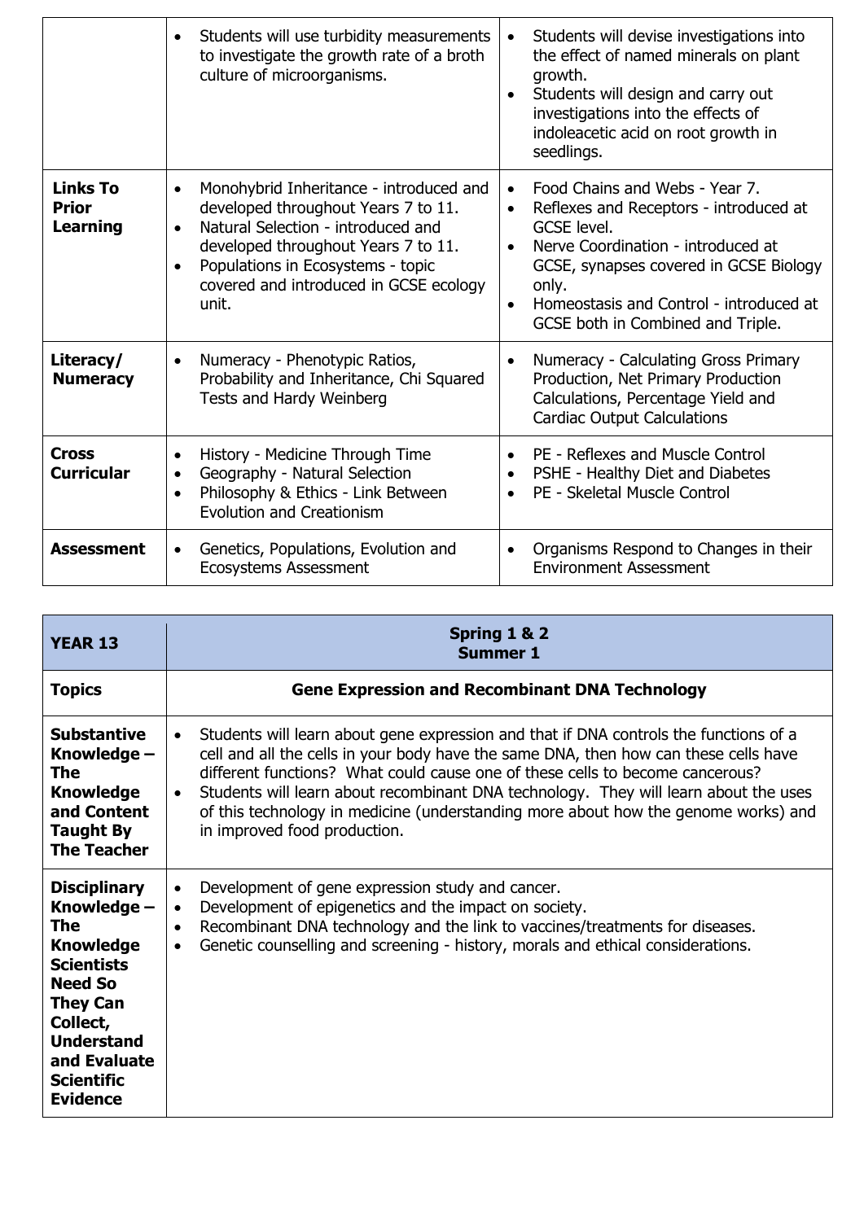| | | |
|---|---|---|
| | • Students will use turbidity measurements to investigate the growth rate of a broth culture of microorganisms. | • Students will devise investigations into the effect of named minerals on plant growth.<br>• Students will design and carry out investigations into the effects of indoleacetic acid on root growth in seedlings. |
| **Links To Prior Learning** | • Monohybrid Inheritance - introduced and developed throughout Years 7 to 11.<br>• Natural Selection - introduced and developed throughout Years 7 to 11.<br>• Populations in Ecosystems - topic covered and introduced in GCSE ecology unit. | • Food Chains and Webs - Year 7.<br>• Reflexes and Receptors - introduced at GCSE level.<br>• Nerve Coordination - introduced at GCSE, synapses covered in GCSE Biology only.<br>• Homeostasis and Control - introduced at GCSE both in Combined and Triple. |
| **Literacy/ Numeracy** | • Numeracy - Phenotypic Ratios, Probability and Inheritance, Chi Squared Tests and Hardy Weinberg | • Numeracy - Calculating Gross Primary Production, Net Primary Production Calculations, Percentage Yield and Cardiac Output Calculations |
| **Cross Curricular** | • History - Medicine Through Time<br>• Geography - Natural Selection<br>• Philosophy & Ethics - Link Between Evolution and Creationism | • PE - Reflexes and Muscle Control<br>• PSHE - Healthy Diet and Diabetes<br>• PE - Skeletal Muscle Control |
| **Assessment** | • Genetics, Populations, Evolution and Ecosystems Assessment | • Organisms Respond to Changes in their Environment Assessment |

| **YEAR 13** | **Spring 1 & 2**<br>**Summer 1** |
|---|---|
| **Topics** | **Gene Expression and Recombinant DNA Technology** |
| **Substantive Knowledge – The Knowledge and Content Taught By The Teacher** | • Students will learn about gene expression and that if DNA controls the functions of a cell and all the cells in your body have the same DNA, then how can these cells have different functions? What could cause one of these cells to become cancerous?<br>• Students will learn about recombinant DNA technology. They will learn about the uses of this technology in medicine (understanding more about how the genome works) and in improved food production. |
| **Disciplinary Knowledge – The Knowledge Scientists Need So They Can Collect, Understand and Evaluate Scientific Evidence** | • Development of gene expression study and cancer.<br>• Development of epigenetics and the impact on society.<br>• Recombinant DNA technology and the link to vaccines/treatments for diseases.<br>• Genetic counselling and screening - history, morals and ethical considerations. |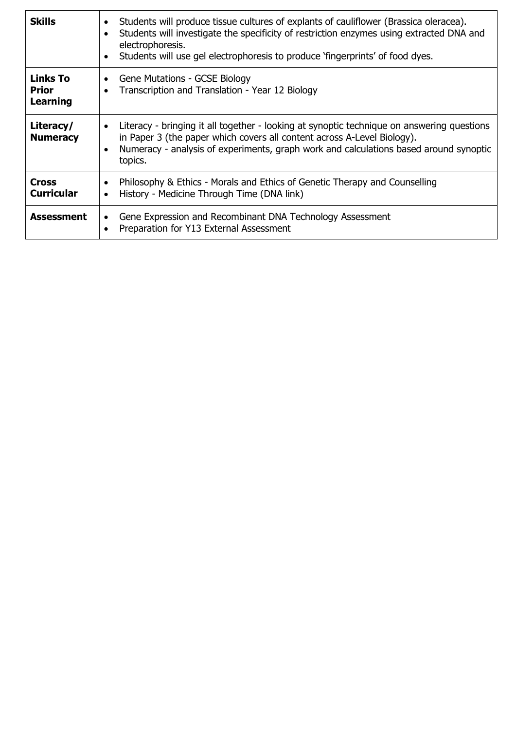| | |
|---|---|
| **Skills** | • Students will produce tissue cultures of explants of cauliflower (Brassica oleracea).<br>• Students will investigate the specificity of restriction enzymes using extracted DNA and electrophoresis.<br>• Students will use gel electrophoresis to produce 'fingerprints' of food dyes. |
| **Links To Prior Learning** | • Gene Mutations - GCSE Biology<br>• Transcription and Translation - Year 12 Biology |
| **Literacy/ Numeracy** | • Literacy - bringing it all together - looking at synoptic technique on answering questions in Paper 3 (the paper which covers all content across A-Level Biology).<br>• Numeracy - analysis of experiments, graph work and calculations based around synoptic topics. |
| **Cross Curricular** | • Philosophy & Ethics - Morals and Ethics of Genetic Therapy and Counselling<br>• History - Medicine Through Time (DNA link) |
| **Assessment** | • Gene Expression and Recombinant DNA Technology Assessment<br>• Preparation for Y13 External Assessment |